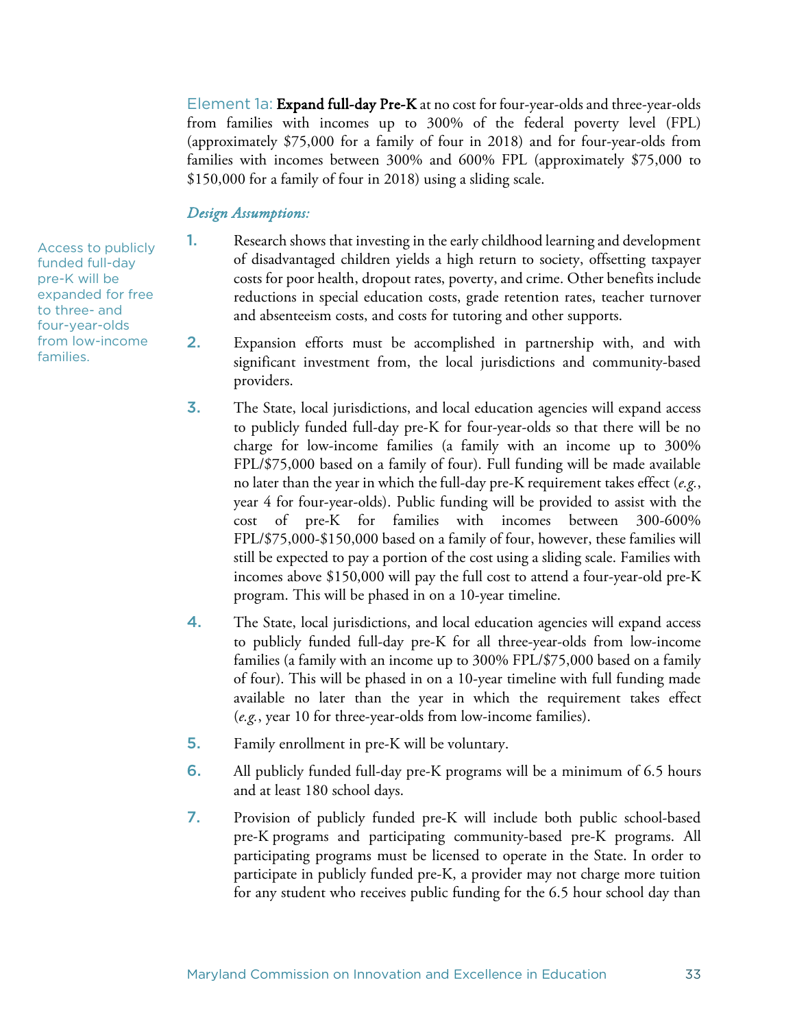Element 1a: **Expand full-day Pre-K** at no cost for four-year-olds and three-year-olds from families with incomes up to 300% of the federal poverty level (FPL) (approximately $75,000 for a family of four in 2018) and for four-year-olds from families with incomes between 300% and 600% FPL (approximately $75,000 to $150,000 for a family of four in 2018) using a sliding scale.

*Design Assumptions:*

Access to publicly funded full-day pre-K will be expanded for free to three- and four-year-olds from low-income families.

1. Research shows that investing in the early childhood learning and development of disadvantaged children yields a high return to society, offsetting taxpayer costs for poor health, dropout rates, poverty, and crime. Other benefits include reductions in special education costs, grade retention rates, teacher turnover and absenteeism costs, and costs for tutoring and other supports.
2. Expansion efforts must be accomplished in partnership with, and with significant investment from, the local jurisdictions and community-based providers.
3. The State, local jurisdictions, and local education agencies will expand access to publicly funded full-day pre-K for four-year-olds so that there will be no charge for low-income families (a family with an income up to 300% FPL/$75,000 based on a family of four). Full funding will be made available no later than the year in which the full-day pre-K requirement takes effect (*e.g.*, year 4 for four-year-olds). Public funding will be provided to assist with the cost of pre-K for families with incomes between 300-600% FPL/$75,000-$150,000 based on a family of four, however, these families will still be expected to pay a portion of the cost using a sliding scale. Families with incomes above $150,000 will pay the full cost to attend a four-year-old pre-K program. This will be phased in on a 10-year timeline.
4. The State, local jurisdictions, and local education agencies will expand access to publicly funded full-day pre-K for all three-year-olds from low-income families (a family with an income up to 300% FPL/$75,000 based on a family of four). This will be phased in on a 10-year timeline with full funding made available no later than the year in which the requirement takes effect (*e.g.*, year 10 for three-year-olds from low-income families).
5. Family enrollment in pre-K will be voluntary.
6. All publicly funded full-day pre-K programs will be a minimum of 6.5 hours and at least 180 school days.
7. Provision of publicly funded pre-K will include both public school-based pre-K programs and participating community-based pre-K programs. All participating programs must be licensed to operate in the State. In order to participate in publicly funded pre-K, a provider may not charge more tuition for any student who receives public funding for the 6.5 hour school day than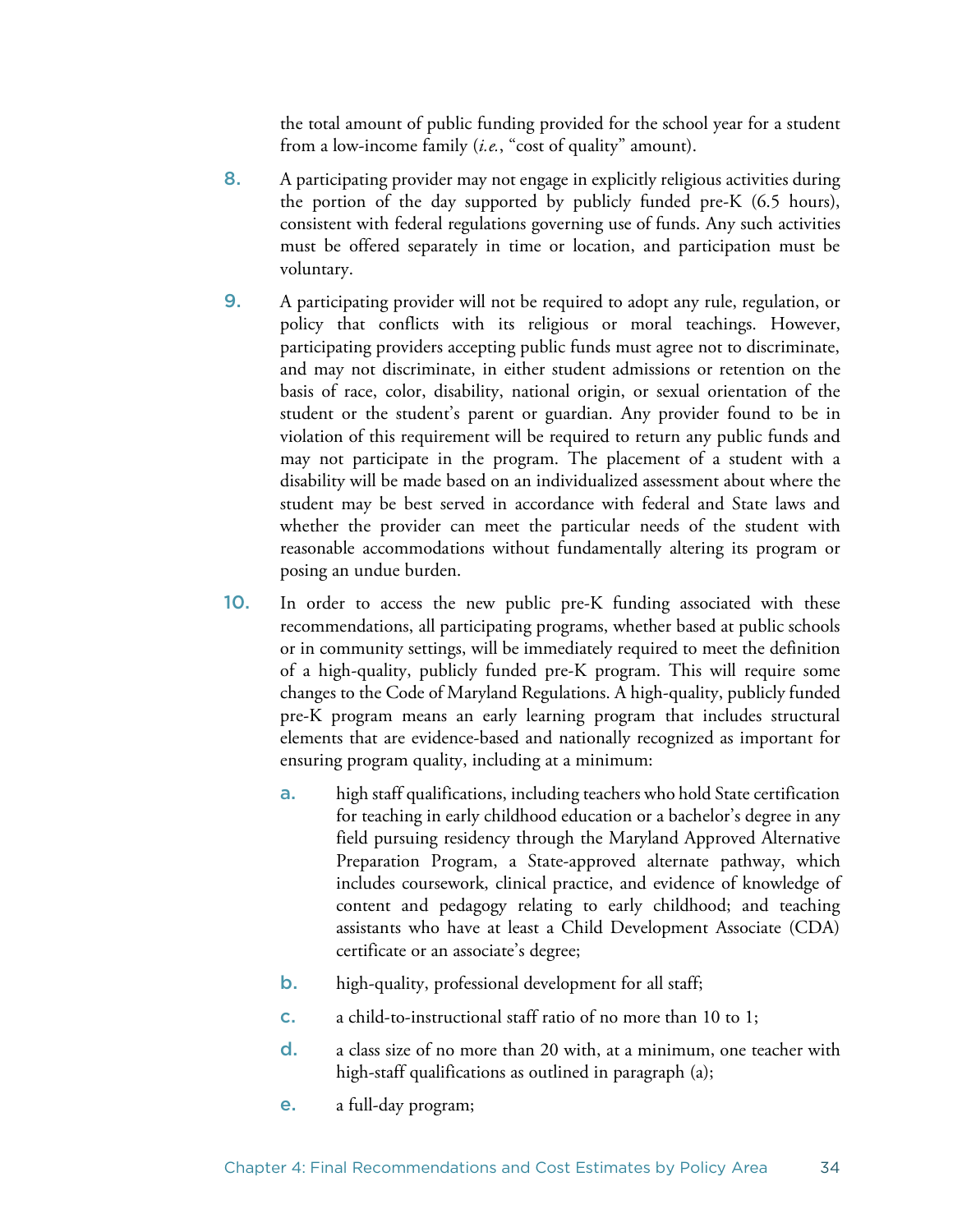the total amount of public funding provided for the school year for a student from a low-income family (*i.e.*, "cost of quality" amount).

8. A participating provider may not engage in explicitly religious activities during the portion of the day supported by publicly funded pre-K (6.5 hours), consistent with federal regulations governing use of funds. Any such activities must be offered separately in time or location, and participation must be voluntary.

9. A participating provider will not be required to adopt any rule, regulation, or policy that conflicts with its religious or moral teachings. However, participating providers accepting public funds must agree not to discriminate, and may not discriminate, in either student admissions or retention on the basis of race, color, disability, national origin, or sexual orientation of the student or the student's parent or guardian. Any provider found to be in violation of this requirement will be required to return any public funds and may not participate in the program. The placement of a student with a disability will be made based on an individualized assessment about where the student may be best served in accordance with federal and State laws and whether the provider can meet the particular needs of the student with reasonable accommodations without fundamentally altering its program or posing an undue burden.

10. In order to access the new public pre-K funding associated with these recommendations, all participating programs, whether based at public schools or in community settings, will be immediately required to meet the definition of a high-quality, publicly funded pre-K program. This will require some changes to the Code of Maryland Regulations. A high-quality, publicly funded pre-K program means an early learning program that includes structural elements that are evidence-based and nationally recognized as important for ensuring program quality, including at a minimum:

    a. high staff qualifications, including teachers who hold State certification for teaching in early childhood education or a bachelor's degree in any field pursuing residency through the Maryland Approved Alternative Preparation Program, a State-approved alternate pathway, which includes coursework, clinical practice, and evidence of knowledge of content and pedagogy relating to early childhood; and teaching assistants who have at least a Child Development Associate (CDA) certificate or an associate's degree;

    b. high-quality, professional development for all staff;

    c. a child-to-instructional staff ratio of no more than 10 to 1;

    d. a class size of no more than 20 with, at a minimum, one teacher with high-staff qualifications as outlined in paragraph (a);

    e. a full-day program;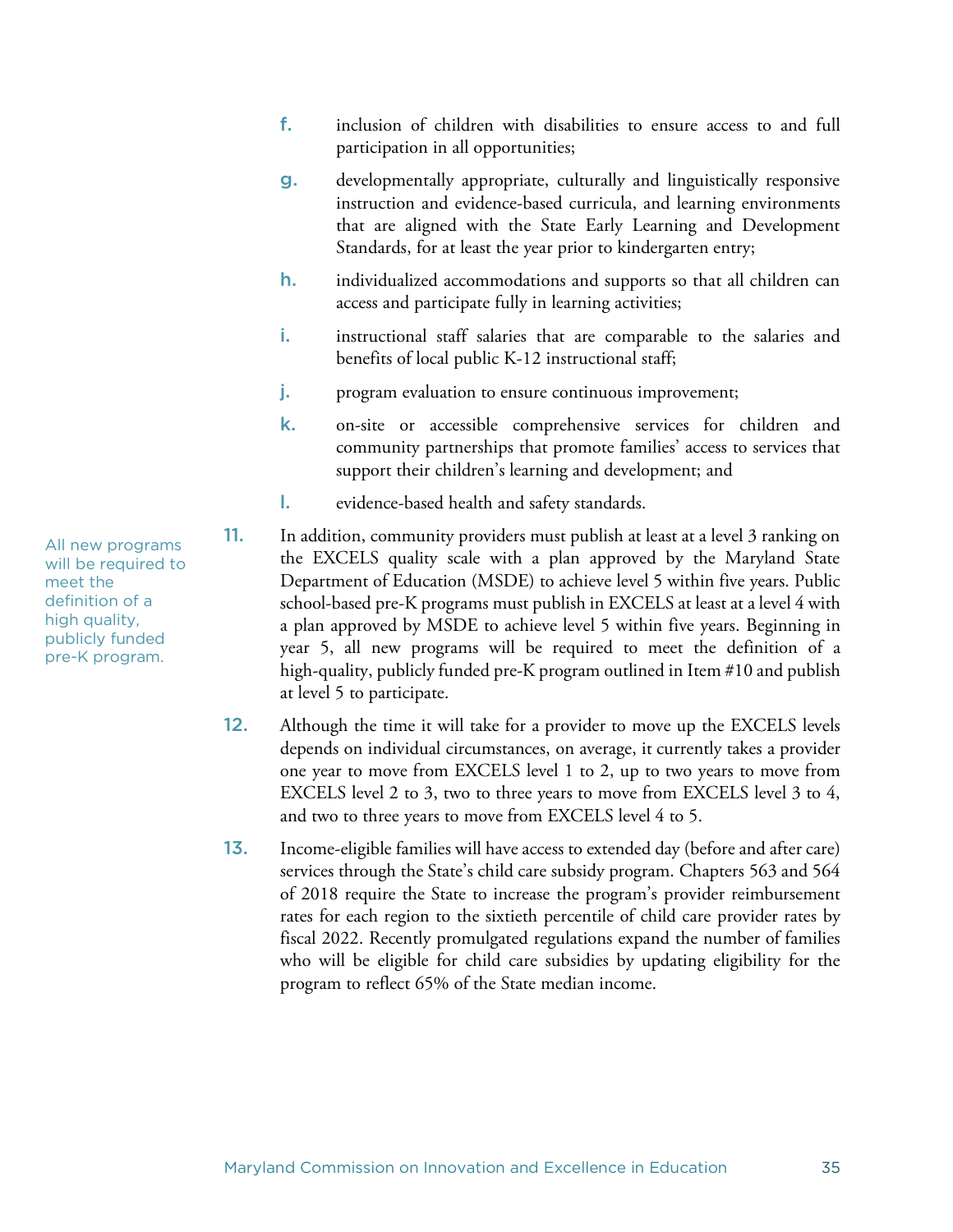f. inclusion of children with disabilities to ensure access to and full participation in all opportunities;

g. developmentally appropriate, culturally and linguistically responsive instruction and evidence-based curricula, and learning environments that are aligned with the State Early Learning and Development Standards, for at least the year prior to kindergarten entry;

h. individualized accommodations and supports so that all children can access and participate fully in learning activities;

i. instructional staff salaries that are comparable to the salaries and benefits of local public K-12 instructional staff;

j. program evaluation to ensure continuous improvement;

k. on-site or accessible comprehensive services for children and community partnerships that promote families' access to services that support their children's learning and development; and

l. evidence-based health and safety standards.

All new programs will be required to meet the definition of a high quality, publicly funded pre-K program.

11. In addition, community providers must publish at least at a level 3 ranking on the EXCELS quality scale with a plan approved by the Maryland State Department of Education (MSDE) to achieve level 5 within five years. Public school-based pre-K programs must publish in EXCELS at least at a level 4 with a plan approved by MSDE to achieve level 5 within five years. Beginning in year 5, all new programs will be required to meet the definition of a high-quality, publicly funded pre-K program outlined in Item #10 and publish at level 5 to participate.

12. Although the time it will take for a provider to move up the EXCELS levels depends on individual circumstances, on average, it currently takes a provider one year to move from EXCELS level 1 to 2, up to two years to move from EXCELS level 2 to 3, two to three years to move from EXCELS level 3 to 4, and two to three years to move from EXCELS level 4 to 5.

13. Income-eligible families will have access to extended day (before and after care) services through the State's child care subsidy program. Chapters 563 and 564 of 2018 require the State to increase the program's provider reimbursement rates for each region to the sixtieth percentile of child care provider rates by fiscal 2022. Recently promulgated regulations expand the number of families who will be eligible for child care subsidies by updating eligibility for the program to reflect 65% of the State median income.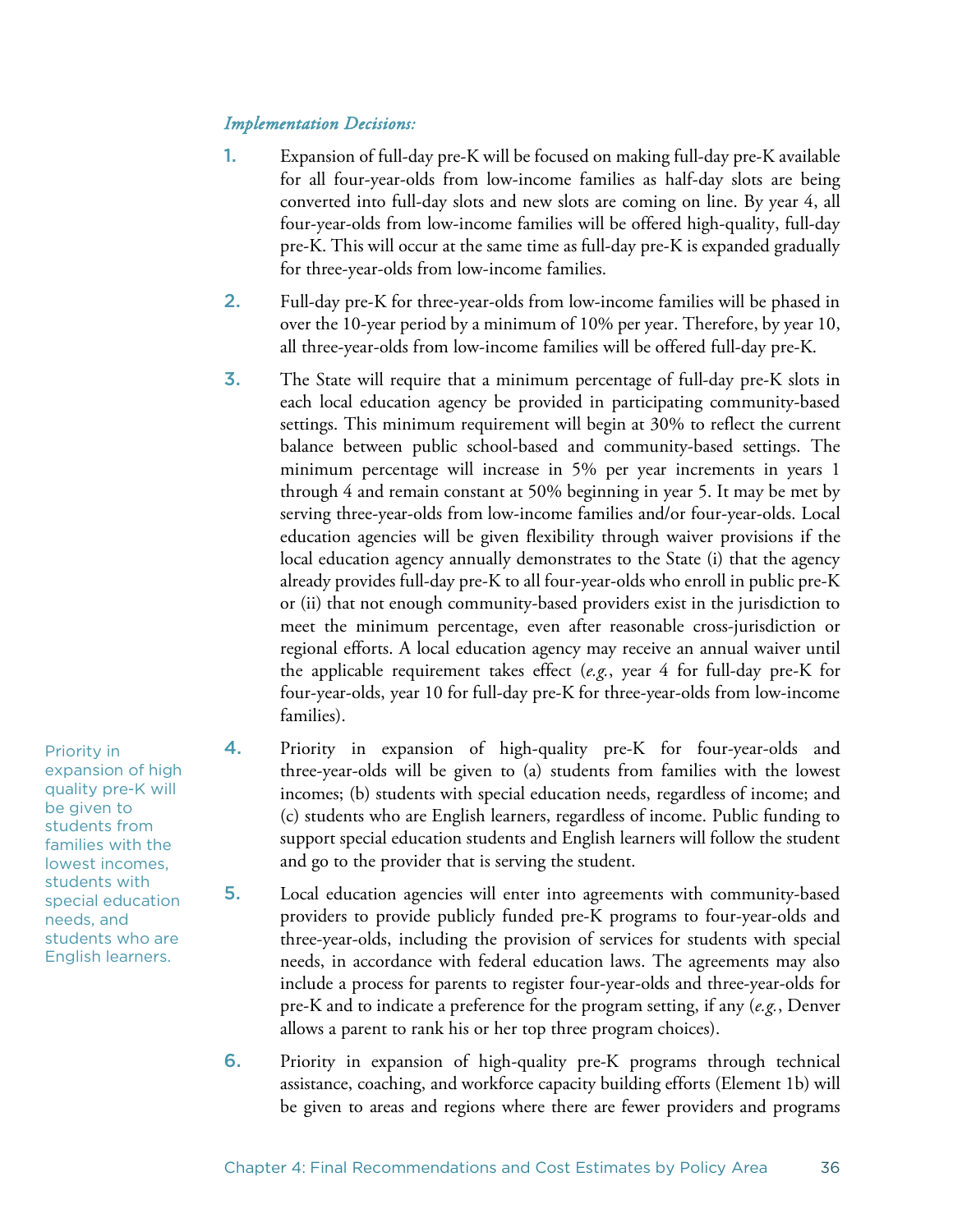*Implementation Decisions:*

1. Expansion of full-day pre-K will be focused on making full-day pre-K available for all four-year-olds from low-income families as half-day slots are being converted into full-day slots and new slots are coming on line. By year 4, all four-year-olds from low-income families will be offered high-quality, full-day pre-K. This will occur at the same time as full-day pre-K is expanded gradually for three-year-olds from low-income families.

2. Full-day pre-K for three-year-olds from low-income families will be phased in over the 10-year period by a minimum of 10% per year. Therefore, by year 10, all three-year-olds from low-income families will be offered full-day pre-K.

3. The State will require that a minimum percentage of full-day pre-K slots in each local education agency be provided in participating community-based settings. This minimum requirement will begin at 30% to reflect the current balance between public school-based and community-based settings. The minimum percentage will increase in 5% per year increments in years 1 through 4 and remain constant at 50% beginning in year 5. It may be met by serving three-year-olds from low-income families and/or four-year-olds. Local education agencies will be given flexibility through waiver provisions if the local education agency annually demonstrates to the State (i) that the agency already provides full-day pre-K to all four-year-olds who enroll in public pre-K or (ii) that not enough community-based providers exist in the jurisdiction to meet the minimum percentage, even after reasonable cross-jurisdiction or regional efforts. A local education agency may receive an annual waiver until the applicable requirement takes effect (*e.g.*, year 4 for full-day pre-K for four-year-olds, year 10 for full-day pre-K for three-year-olds from low-income families).

4. Priority in expansion of high-quality pre-K for four-year-olds and three-year-olds will be given to (a) students from families with the lowest incomes; (b) students with special education needs, regardless of income; and (c) students who are English learners, regardless of income. Public funding to support special education students and English learners will follow the student and go to the provider that is serving the student.

> Priority in expansion of high quality pre-K will be given to students from families with the lowest incomes, students with special education needs, and students who are English learners.

5. Local education agencies will enter into agreements with community-based providers to provide publicly funded pre-K programs to four-year-olds and three-year-olds, including the provision of services for students with special needs, in accordance with federal education laws. The agreements may also include a process for parents to register four-year-olds and three-year-olds for pre-K and to indicate a preference for the program setting, if any (*e.g.*, Denver allows a parent to rank his or her top three program choices).

6. Priority in expansion of high-quality pre-K programs through technical assistance, coaching, and workforce capacity building efforts (Element 1b) will be given to areas and regions where there are fewer providers and programs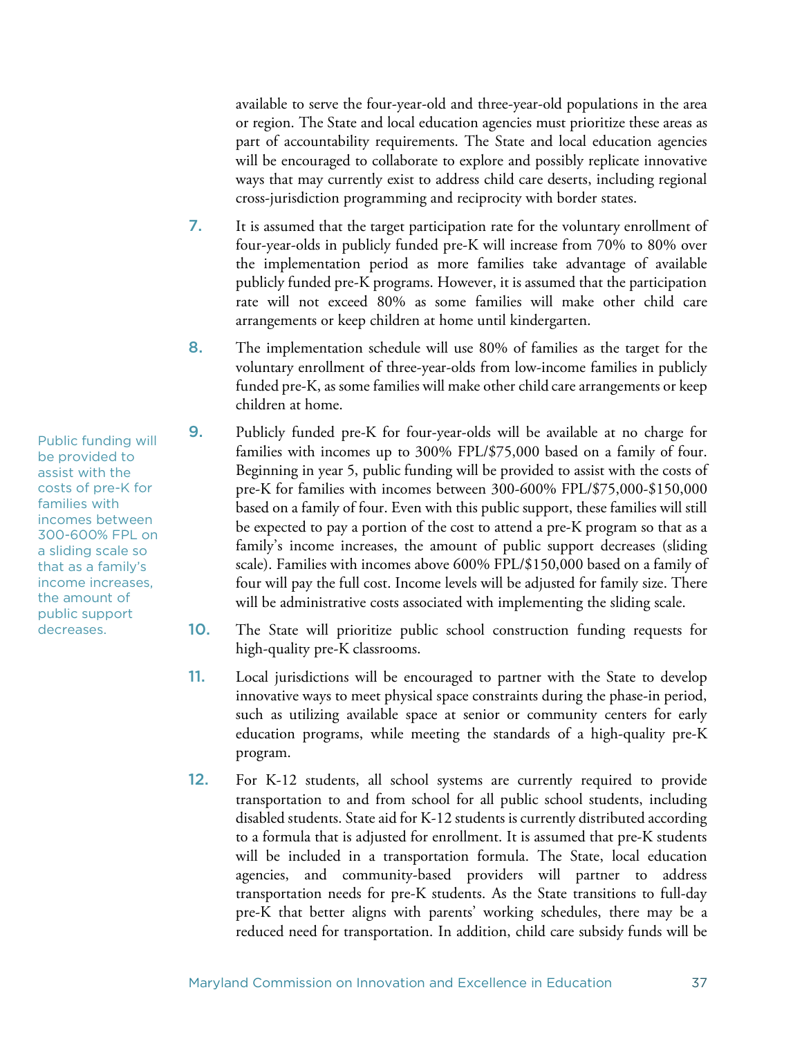available to serve the four-year-old and three-year-old populations in the area or region. The State and local education agencies must prioritize these areas as part of accountability requirements. The State and local education agencies will be encouraged to collaborate to explore and possibly replicate innovative ways that may currently exist to address child care deserts, including regional cross-jurisdiction programming and reciprocity with border states.

7. It is assumed that the target participation rate for the voluntary enrollment of four-year-olds in publicly funded pre-K will increase from 70% to 80% over the implementation period as more families take advantage of available publicly funded pre-K programs. However, it is assumed that the participation rate will not exceed 80% as some families will make other child care arrangements or keep children at home until kindergarten.

8. The implementation schedule will use 80% of families as the target for the voluntary enrollment of three-year-olds from low-income families in publicly funded pre-K, as some families will make other child care arrangements or keep children at home.

> Public funding will be provided to assist with the costs of pre-K for families with incomes between 300-600% FPL on a sliding scale so that as a family's income increases, the amount of public support decreases.

9. Publicly funded pre-K for four-year-olds will be available at no charge for families with incomes up to 300% FPL/$75,000 based on a family of four. Beginning in year 5, public funding will be provided to assist with the costs of pre-K for families with incomes between 300-600% FPL/$75,000-$150,000 based on a family of four. Even with this public support, these families will still be expected to pay a portion of the cost to attend a pre-K program so that as a family's income increases, the amount of public support decreases (sliding scale). Families with incomes above 600% FPL/$150,000 based on a family of four will pay the full cost. Income levels will be adjusted for family size. There will be administrative costs associated with implementing the sliding scale.

10. The State will prioritize public school construction funding requests for high-quality pre-K classrooms.

11. Local jurisdictions will be encouraged to partner with the State to develop innovative ways to meet physical space constraints during the phase-in period, such as utilizing available space at senior or community centers for early education programs, while meeting the standards of a high-quality pre-K program.

12. For K-12 students, all school systems are currently required to provide transportation to and from school for all public school students, including disabled students. State aid for K-12 students is currently distributed according to a formula that is adjusted for enrollment. It is assumed that pre-K students will be included in a transportation formula. The State, local education agencies, and community-based providers will partner to address transportation needs for pre-K students. As the State transitions to full-day pre-K that better aligns with parents' working schedules, there may be a reduced need for transportation. In addition, child care subsidy funds will be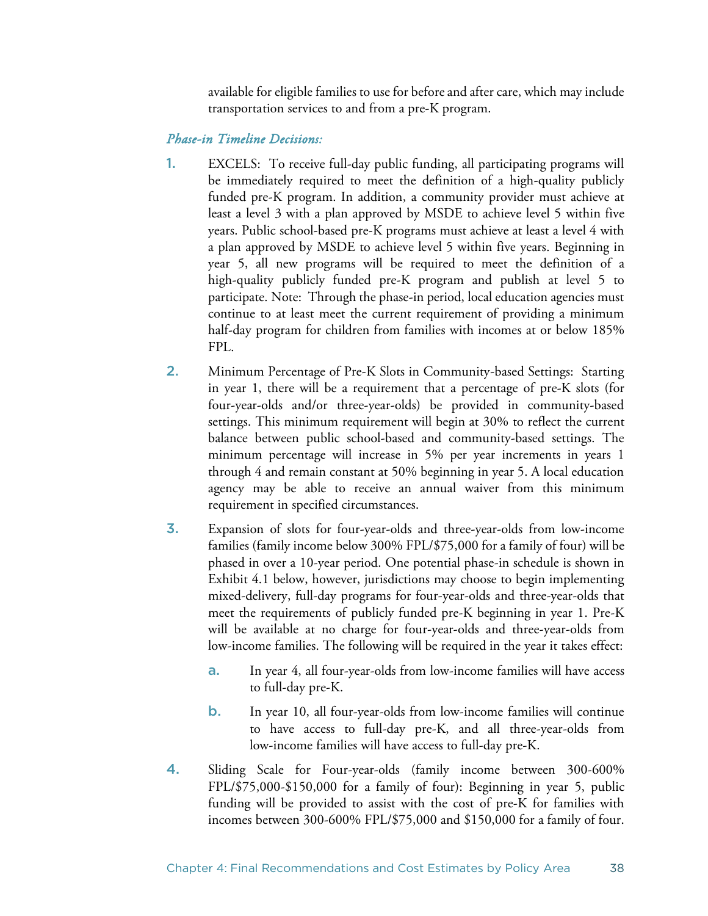available for eligible families to use for before and after care, which may include transportation services to and from a pre-K program.

*Phase-in Timeline Decisions:*

1. EXCELS: To receive full-day public funding, all participating programs will be immediately required to meet the definition of a high-quality publicly funded pre-K program. In addition, a community provider must achieve at least a level 3 with a plan approved by MSDE to achieve level 5 within five years. Public school-based pre-K programs must achieve at least a level 4 with a plan approved by MSDE to achieve level 5 within five years. Beginning in year 5, all new programs will be required to meet the definition of a high-quality publicly funded pre-K program and publish at level 5 to participate. Note: Through the phase-in period, local education agencies must continue to at least meet the current requirement of providing a minimum half-day program for children from families with incomes at or below 185% FPL.

2. Minimum Percentage of Pre-K Slots in Community-based Settings: Starting in year 1, there will be a requirement that a percentage of pre-K slots (for four-year-olds and/or three-year-olds) be provided in community-based settings. This minimum requirement will begin at 30% to reflect the current balance between public school-based and community-based settings. The minimum percentage will increase in 5% per year increments in years 1 through 4 and remain constant at 50% beginning in year 5. A local education agency may be able to receive an annual waiver from this minimum requirement in specified circumstances.

3. Expansion of slots for four-year-olds and three-year-olds from low-income families (family income below 300% FPL/$75,000 for a family of four) will be phased in over a 10-year period. One potential phase-in schedule is shown in Exhibit 4.1 below, however, jurisdictions may choose to begin implementing mixed-delivery, full-day programs for four-year-olds and three-year-olds that meet the requirements of publicly funded pre-K beginning in year 1. Pre-K will be available at no charge for four-year-olds and three-year-olds from low-income families. The following will be required in the year it takes effect:

    a. In year 4, all four-year-olds from low-income families will have access to full-day pre-K.

    b. In year 10, all four-year-olds from low-income families will continue to have access to full-day pre-K, and all three-year-olds from low-income families will have access to full-day pre-K.

4. Sliding Scale for Four-year-olds (family income between 300-600% FPL/$75,000-$150,000 for a family of four): Beginning in year 5, public funding will be provided to assist with the cost of pre-K for families with incomes between 300-600% FPL/$75,000 and $150,000 for a family of four.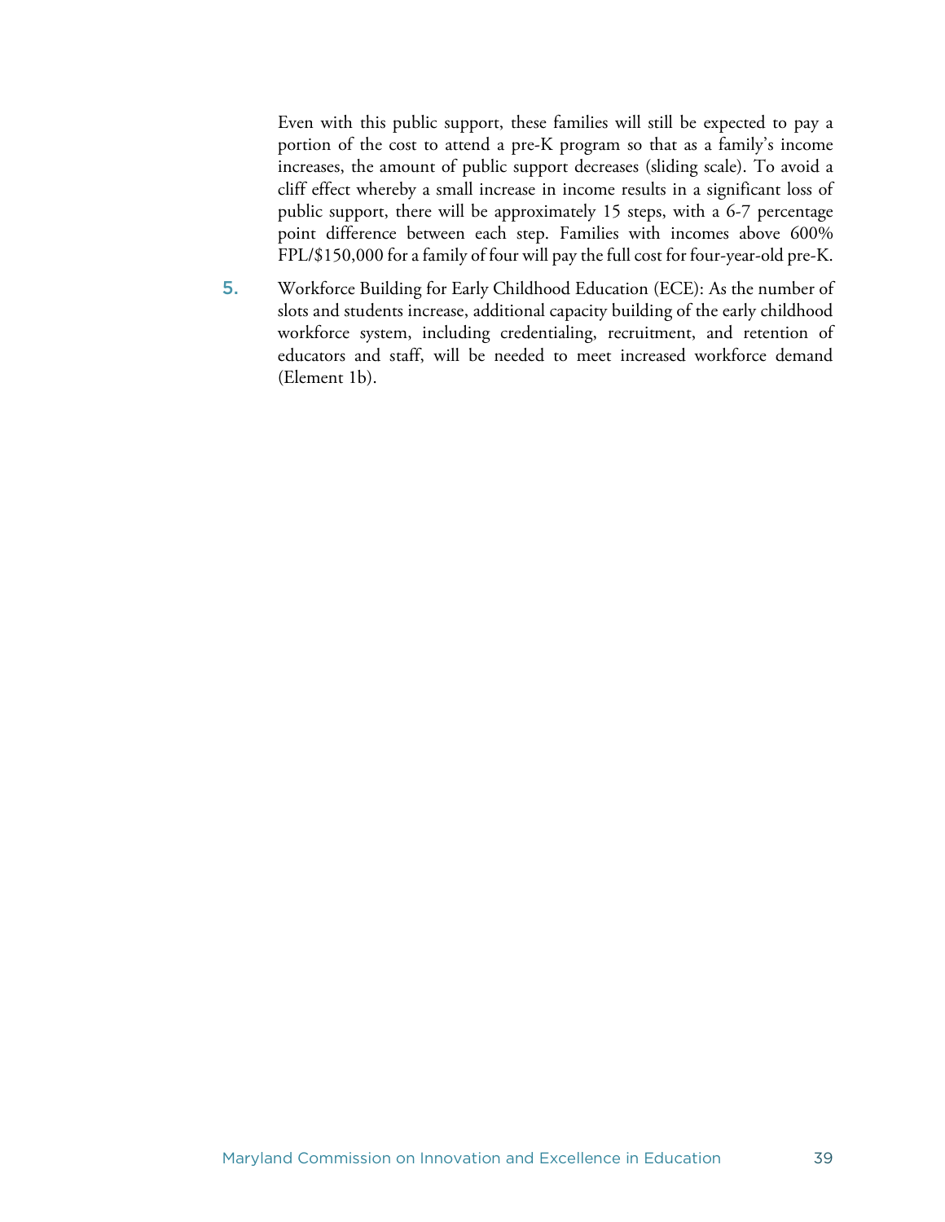Even with this public support, these families will still be expected to pay a portion of the cost to attend a pre-K program so that as a family's income increases, the amount of public support decreases (sliding scale). To avoid a cliff effect whereby a small increase in income results in a significant loss of public support, there will be approximately 15 steps, with a 6-7 percentage point difference between each step. Families with incomes above 600% FPL/$150,000 for a family of four will pay the full cost for four-year-old pre-K.

5. Workforce Building for Early Childhood Education (ECE): As the number of slots and students increase, additional capacity building of the early childhood workforce system, including credentialing, recruitment, and retention of educators and staff, will be needed to meet increased workforce demand (Element 1b).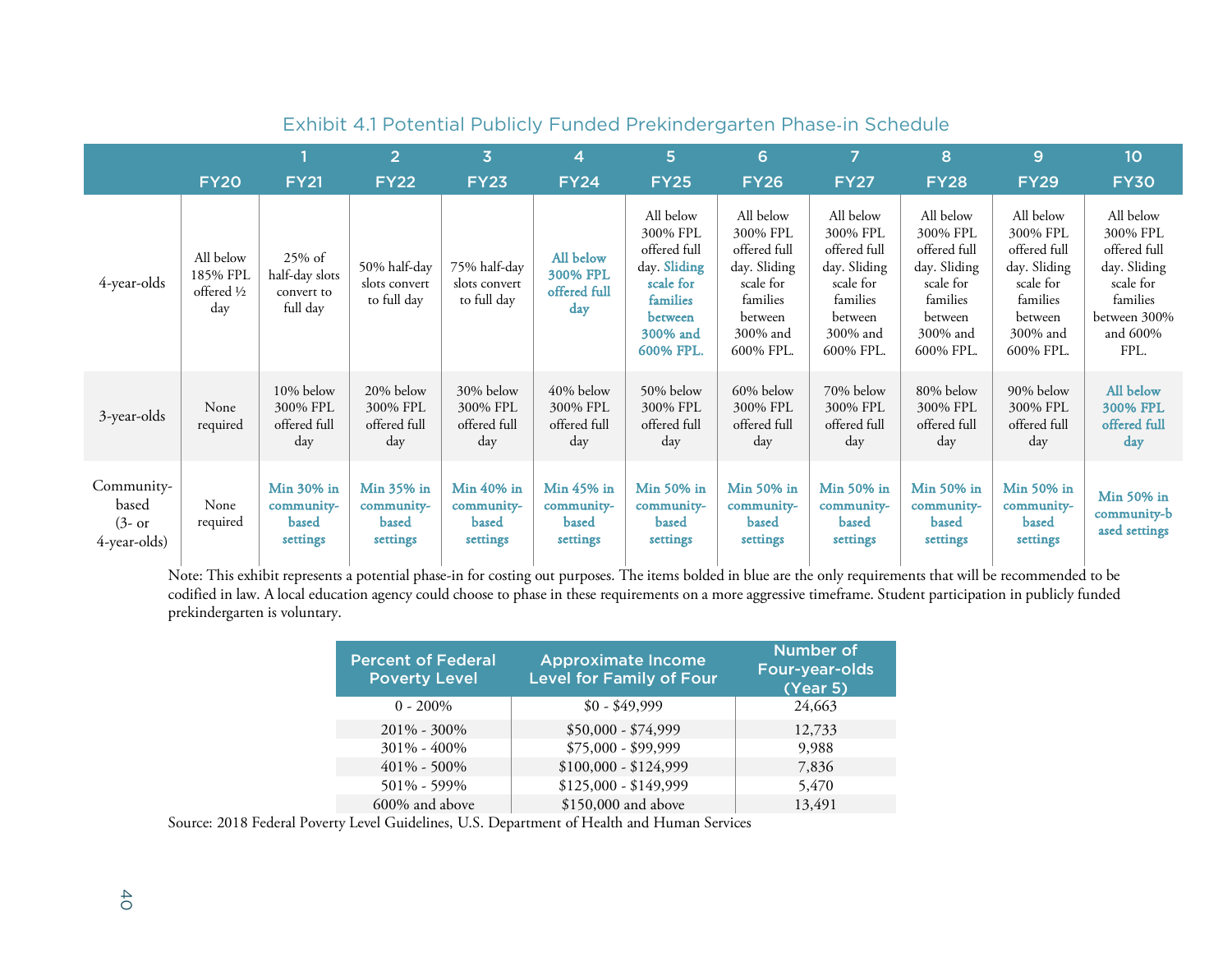### Exhibit 4.1 Potential Publicly Funded Prekindergarten Phase-in Schedule

| | FY20 | 1<br>FY21 | 2<br>FY22 | 3<br>FY23 | 4<br>FY24 | 5<br>FY25 | 6<br>FY26 | 7<br>FY27 | 8<br>FY28 | 9<br>FY29 | 10<br>FY30 |
|---|---|---|---|---|---|---|---|---|---|---|---|
| 4-year-olds | All below 185% FPL offered ½ day | 25% of half-day slots convert to full day | 50% half-day slots convert to full day | 75% half-day slots convert to full day | **All below 300% FPL offered full day** | All below 300% FPL offered full day. **Sliding scale for families between 300% and 600% FPL.** | All below 300% FPL offered full day. Sliding scale for families between 300% and 600% FPL. | All below 300% FPL offered full day. Sliding scale for families between 300% and 600% FPL. | All below 300% FPL offered full day. Sliding scale for families between 300% and 600% FPL. | All below 300% FPL offered full day. Sliding scale for families between 300% and 600% FPL. | All below 300% FPL offered full day. Sliding scale for families between 300% and 600% FPL. |
| 3-year-olds | None required | 10% below 300% FPL offered full day | 20% below 300% FPL offered full day | 30% below 300% FPL offered full day | 40% below 300% FPL offered full day | 50% below 300% FPL offered full day | 60% below 300% FPL offered full day | 70% below 300% FPL offered full day | 80% below 300% FPL offered full day | 90% below 300% FPL offered full day | **All below 300% FPL offered full day** |
| Community-based (3- or 4-year-olds) | None required | **Min 30% in community-based settings** | **Min 35% in community-based settings** | **Min 40% in community-based settings** | **Min 45% in community-based settings** | **Min 50% in community-based settings** | **Min 50% in community-based settings** | **Min 50% in community-based settings** | **Min 50% in community-based settings** | **Min 50% in community-based settings** | **Min 50% in community-based settings** |

Note: This exhibit represents a potential phase-in for costing out purposes. The items bolded in blue are the only requirements that will be recommended to be codified in law. A local education agency could choose to phase in these requirements on a more aggressive timeframe. Student participation in publicly funded prekindergarten is voluntary.

| Percent of Federal Poverty Level | Approximate Income Level for Family of Four | Number of Four-year-olds (Year 5) |
|---|---|---|
| 0 - 200% | $0 - $49,999 | 24,663 |
| 201% - 300% | $50,000 - $74,999 | 12,733 |
| 301% - 400% | $75,000 - $99,999 | 9,988 |
| 401% - 500% | $100,000 - $124,999 | 7,836 |
| 501% - 599% | $125,000 - $149,999 | 5,470 |
| 600% and above | $150,000 and above | 13,491 |

Source: 2018 Federal Poverty Level Guidelines, U.S. Department of Health and Human Services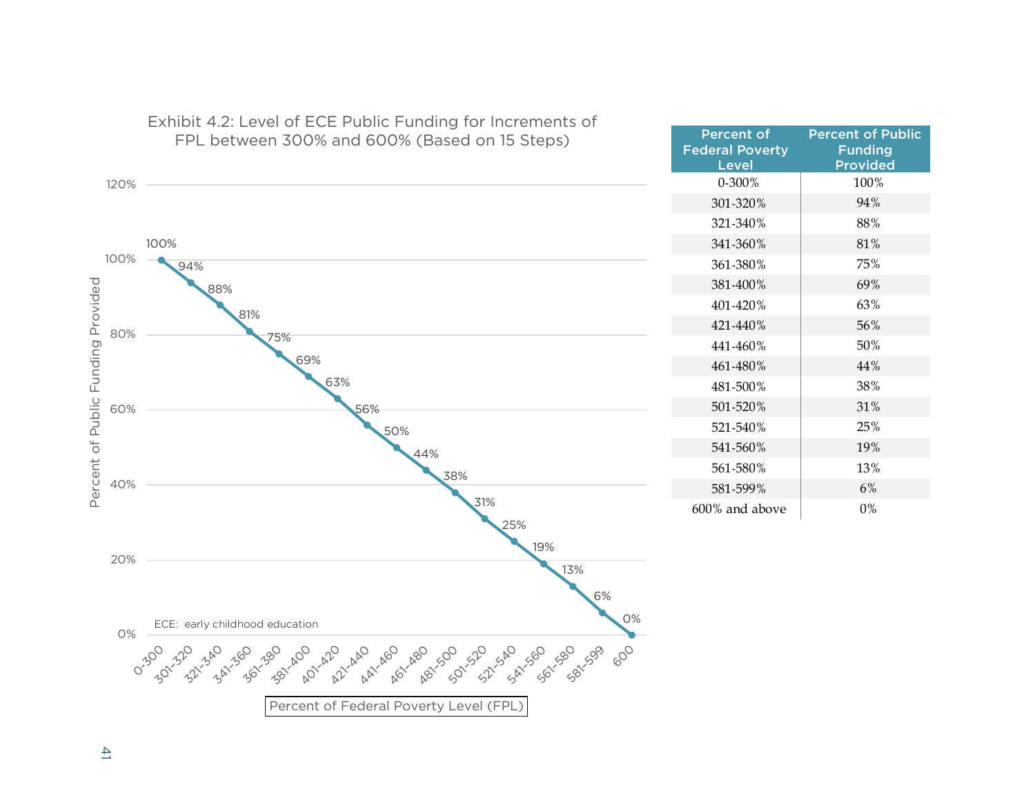Exhibit 4.2: Level of ECE Public Funding for Increments of FPL between 300% and 600% (Based on 15 Steps)

ECE: early childhood education

| Percent of Federal Poverty Level | Percent of Public Funding Provided |
|---|---|
| 0-300% | 100% |
| 301-320% | 94% |
| 321-340% | 88% |
| 341-360% | 81% |
| 361-380% | 75% |
| 381-400% | 69% |
| 401-420% | 63% |
| 421-440% | 56% |
| 441-460% | 50% |
| 461-480% | 44% |
| 481-500% | 38% |
| 501-520% | 31% |
| 521-540% | 25% |
| 541-560% | 19% |
| 561-580% | 13% |
| 581-599% | 6% |
| 600% and above | 0% |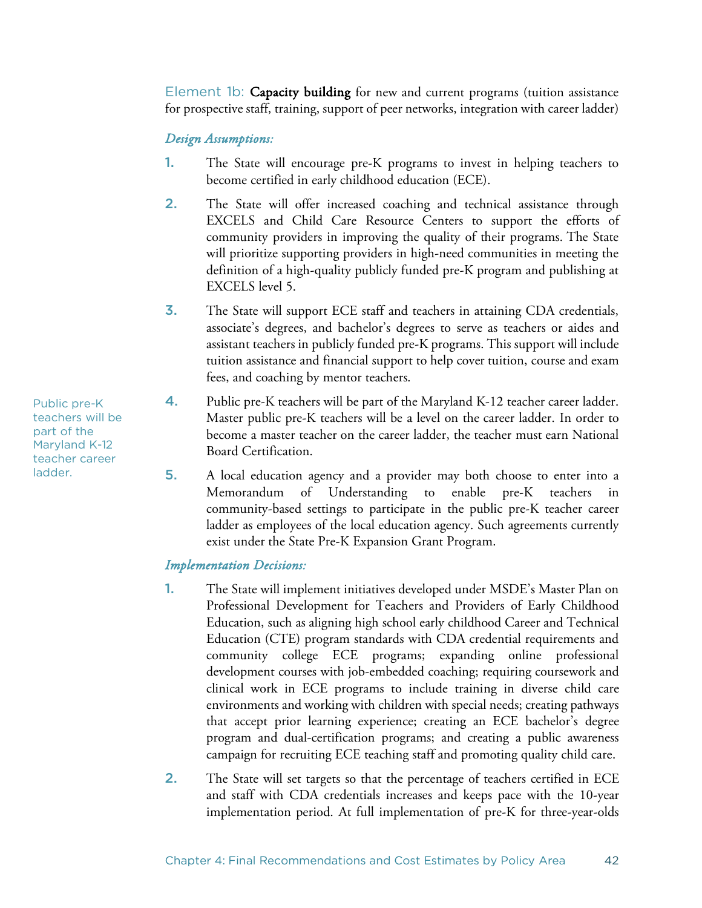Element 1b: **Capacity building** for new and current programs (tuition assistance for prospective staff, training, support of peer networks, integration with career ladder)

*Design Assumptions:*

1. The State will encourage pre-K programs to invest in helping teachers to become certified in early childhood education (ECE).
2. The State will offer increased coaching and technical assistance through EXCELS and Child Care Resource Centers to support the efforts of community providers in improving the quality of their programs. The State will prioritize supporting providers in high-need communities in meeting the definition of a high-quality publicly funded pre-K program and publishing at EXCELS level 5.
3. The State will support ECE staff and teachers in attaining CDA credentials, associate's degrees, and bachelor's degrees to serve as teachers or aides and assistant teachers in publicly funded pre-K programs. This support will include tuition assistance and financial support to help cover tuition, course and exam fees, and coaching by mentor teachers.
4. Public pre-K teachers will be part of the Maryland K-12 teacher career ladder. Master public pre-K teachers will be a level on the career ladder. In order to become a master teacher on the career ladder, the teacher must earn National Board Certification.
5. A local education agency and a provider may both choose to enter into a Memorandum of Understanding to enable pre-K teachers in community-based settings to participate in the public pre-K teacher career ladder as employees of the local education agency. Such agreements currently exist under the State Pre-K Expansion Grant Program.

Public pre-K teachers will be part of the Maryland K-12 teacher career ladder.

*Implementation Decisions:*

1. The State will implement initiatives developed under MSDE's Master Plan on Professional Development for Teachers and Providers of Early Childhood Education, such as aligning high school early childhood Career and Technical Education (CTE) program standards with CDA credential requirements and community college ECE programs; expanding online professional development courses with job-embedded coaching; requiring coursework and clinical work in ECE programs to include training in diverse child care environments and working with children with special needs; creating pathways that accept prior learning experience; creating an ECE bachelor's degree program and dual-certification programs; and creating a public awareness campaign for recruiting ECE teaching staff and promoting quality child care.
2. The State will set targets so that the percentage of teachers certified in ECE and staff with CDA credentials increases and keeps pace with the 10-year implementation period. At full implementation of pre-K for three-year-olds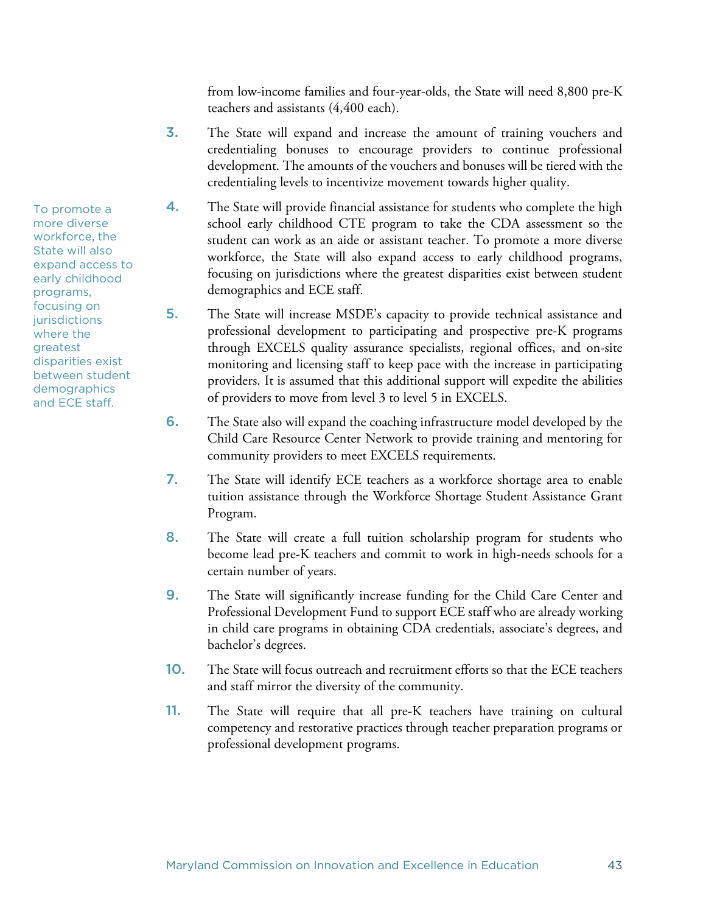from low-income families and four-year-olds, the State will need 8,800 pre-K teachers and assistants (4,400 each).

3. The State will expand and increase the amount of training vouchers and credentialing bonuses to encourage providers to continue professional development. The amounts of the vouchers and bonuses will be tiered with the credentialing levels to incentivize movement towards higher quality.

> To promote a more diverse workforce, the State will also expand access to early childhood programs, focusing on jurisdictions where the greatest disparities exist between student demographics and ECE staff.

4. The State will provide financial assistance for students who complete the high school early childhood CTE program to take the CDA assessment so the student can work as an aide or assistant teacher. To promote a more diverse workforce, the State will also expand access to early childhood programs, focusing on jurisdictions where the greatest disparities exist between student demographics and ECE staff.

5. The State will increase MSDE's capacity to provide technical assistance and professional development to participating and prospective pre-K programs through EXCELS quality assurance specialists, regional offices, and on-site monitoring and licensing staff to keep pace with the increase in participating providers. It is assumed that this additional support will expedite the abilities of providers to move from level 3 to level 5 in EXCELS.

6. The State also will expand the coaching infrastructure model developed by the Child Care Resource Center Network to provide training and mentoring for community providers to meet EXCELS requirements.

7. The State will identify ECE teachers as a workforce shortage area to enable tuition assistance through the Workforce Shortage Student Assistance Grant Program.

8. The State will create a full tuition scholarship program for students who become lead pre-K teachers and commit to work in high-needs schools for a certain number of years.

9. The State will significantly increase funding for the Child Care Center and Professional Development Fund to support ECE staff who are already working in child care programs in obtaining CDA credentials, associate's degrees, and bachelor's degrees.

10. The State will focus outreach and recruitment efforts so that the ECE teachers and staff mirror the diversity of the community.

11. The State will require that all pre-K teachers have training on cultural competency and restorative practices through teacher preparation programs or professional development programs.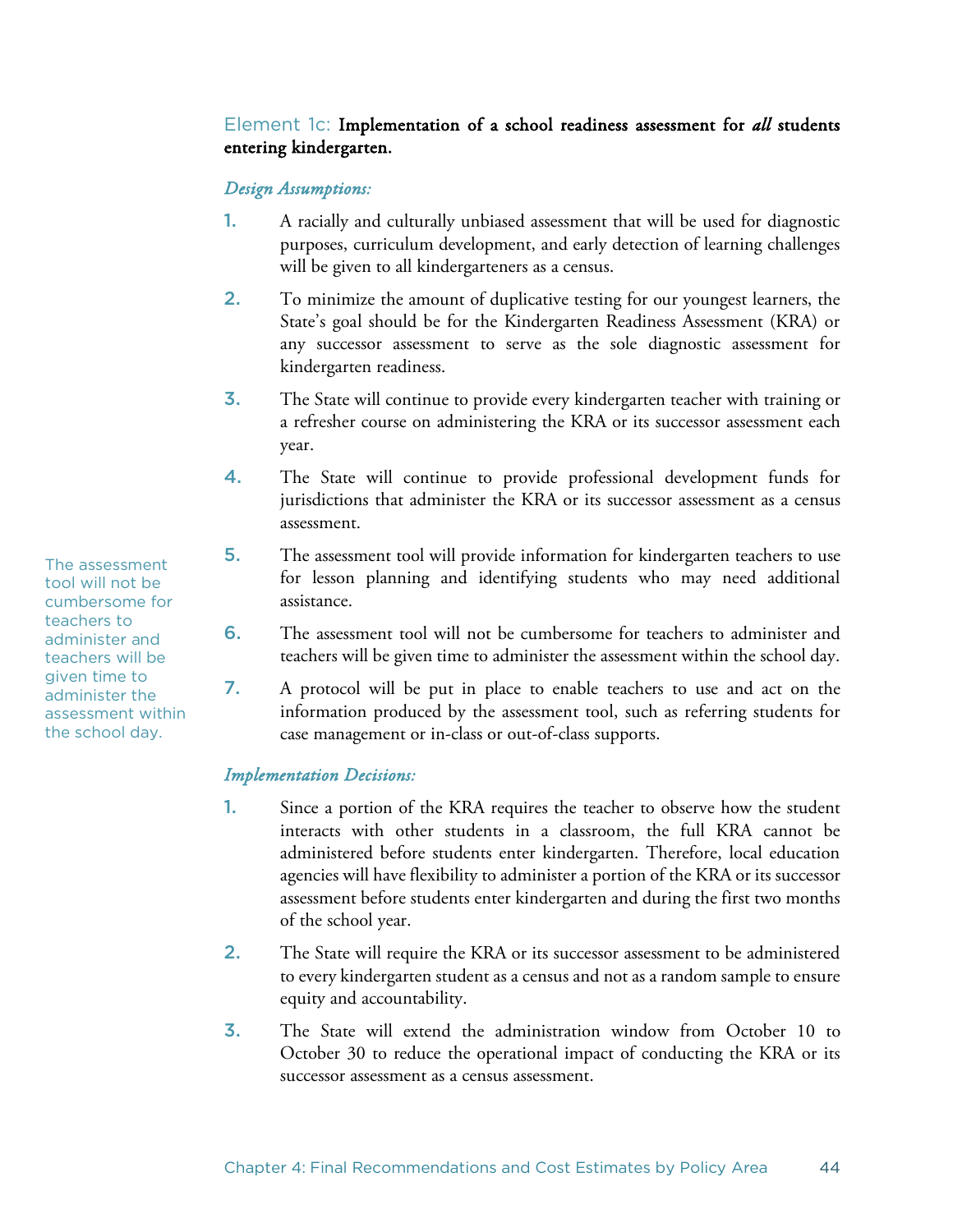Element 1c: **Implementation of a school readiness assessment for *all* students entering kindergarten.**

*Design Assumptions:*

1. A racially and culturally unbiased assessment that will be used for diagnostic purposes, curriculum development, and early detection of learning challenges will be given to all kindergarteners as a census.
2. To minimize the amount of duplicative testing for our youngest learners, the State's goal should be for the Kindergarten Readiness Assessment (KRA) or any successor assessment to serve as the sole diagnostic assessment for kindergarten readiness.
3. The State will continue to provide every kindergarten teacher with training or a refresher course on administering the KRA or its successor assessment each year.
4. The State will continue to provide professional development funds for jurisdictions that administer the KRA or its successor assessment as a census assessment.
5. The assessment tool will provide information for kindergarten teachers to use for lesson planning and identifying students who may need additional assistance.
6. The assessment tool will not be cumbersome for teachers to administer and teachers will be given time to administer the assessment within the school day.
7. A protocol will be put in place to enable teachers to use and act on the information produced by the assessment tool, such as referring students for case management or in-class or out-of-class supports.

> The assessment tool will not be cumbersome for teachers to administer and teachers will be given time to administer the assessment within the school day.

*Implementation Decisions:*

1. Since a portion of the KRA requires the teacher to observe how the student interacts with other students in a classroom, the full KRA cannot be administered before students enter kindergarten. Therefore, local education agencies will have flexibility to administer a portion of the KRA or its successor assessment before students enter kindergarten and during the first two months of the school year.
2. The State will require the KRA or its successor assessment to be administered to every kindergarten student as a census and not as a random sample to ensure equity and accountability.
3. The State will extend the administration window from October 10 to October 30 to reduce the operational impact of conducting the KRA or its successor assessment as a census assessment.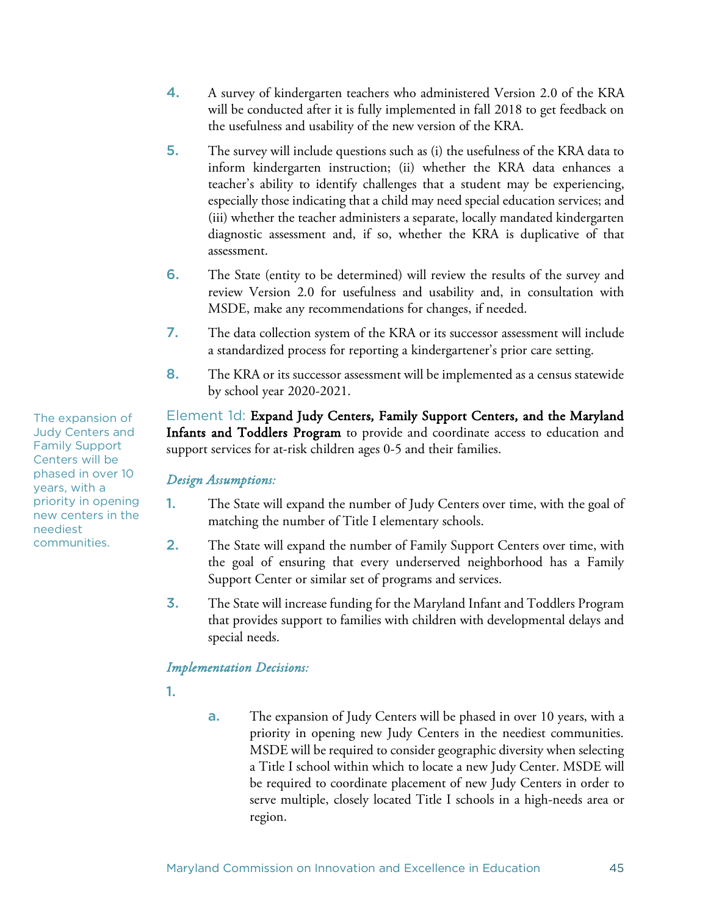4. A survey of kindergarten teachers who administered Version 2.0 of the KRA will be conducted after it is fully implemented in fall 2018 to get feedback on the usefulness and usability of the new version of the KRA.

5. The survey will include questions such as (i) the usefulness of the KRA data to inform kindergarten instruction; (ii) whether the KRA data enhances a teacher's ability to identify challenges that a student may be experiencing, especially those indicating that a child may need special education services; and (iii) whether the teacher administers a separate, locally mandated kindergarten diagnostic assessment and, if so, whether the KRA is duplicative of that assessment.

6. The State (entity to be determined) will review the results of the survey and review Version 2.0 for usefulness and usability and, in consultation with MSDE, make any recommendations for changes, if needed.

7. The data collection system of the KRA or its successor assessment will include a standardized process for reporting a kindergartener's prior care setting.

8. The KRA or its successor assessment will be implemented as a census statewide by school year 2020-2021.

The expansion of Judy Centers and Family Support Centers will be phased in over 10 years, with a priority in opening new centers in the neediest communities.

Element 1d: **Expand Judy Centers, Family Support Centers, and the Maryland Infants and Toddlers Program** to provide and coordinate access to education and support services for at-risk children ages 0-5 and their families.

*Design Assumptions:*

1. The State will expand the number of Judy Centers over time, with the goal of matching the number of Title I elementary schools.
2. The State will expand the number of Family Support Centers over time, with the goal of ensuring that every underserved neighborhood has a Family Support Center or similar set of programs and services.
3. The State will increase funding for the Maryland Infant and Toddlers Program that provides support to families with children with developmental delays and special needs.

*Implementation Decisions:*

1.
   a. The expansion of Judy Centers will be phased in over 10 years, with a priority in opening new Judy Centers in the neediest communities. MSDE will be required to consider geographic diversity when selecting a Title I school within which to locate a new Judy Center. MSDE will be required to coordinate placement of new Judy Centers in order to serve multiple, closely located Title I schools in a high-needs area or region.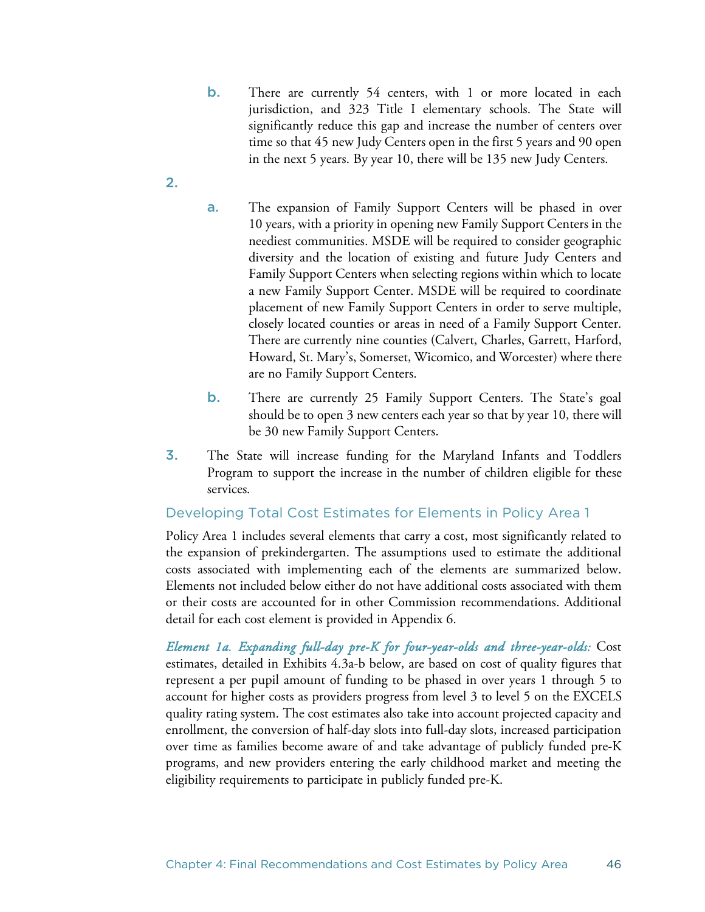b. There are currently 54 centers, with 1 or more located in each jurisdiction, and 323 Title I elementary schools. The State will significantly reduce this gap and increase the number of centers over time so that 45 new Judy Centers open in the first 5 years and 90 open in the next 5 years. By year 10, there will be 135 new Judy Centers.

2.

a. The expansion of Family Support Centers will be phased in over 10 years, with a priority in opening new Family Support Centers in the neediest communities. MSDE will be required to consider geographic diversity and the location of existing and future Judy Centers and Family Support Centers when selecting regions within which to locate a new Family Support Center. MSDE will be required to coordinate placement of new Family Support Centers in order to serve multiple, closely located counties or areas in need of a Family Support Center. There are currently nine counties (Calvert, Charles, Garrett, Harford, Howard, St. Mary's, Somerset, Wicomico, and Worcester) where there are no Family Support Centers.

b. There are currently 25 Family Support Centers. The State's goal should be to open 3 new centers each year so that by year 10, there will be 30 new Family Support Centers.

3. The State will increase funding for the Maryland Infants and Toddlers Program to support the increase in the number of children eligible for these services.

## Developing Total Cost Estimates for Elements in Policy Area 1

Policy Area 1 includes several elements that carry a cost, most significantly related to the expansion of prekindergarten. The assumptions used to estimate the additional costs associated with implementing each of the elements are summarized below. Elements not included below either do not have additional costs associated with them or their costs are accounted for in other Commission recommendations. Additional detail for each cost element is provided in Appendix 6.

*Element 1a. Expanding full-day pre-K for four-year-olds and three-year-olds:* Cost estimates, detailed in Exhibits 4.3a-b below, are based on cost of quality figures that represent a per pupil amount of funding to be phased in over years 1 through 5 to account for higher costs as providers progress from level 3 to level 5 on the EXCELS quality rating system. The cost estimates also take into account projected capacity and enrollment, the conversion of half-day slots into full-day slots, increased participation over time as families become aware of and take advantage of publicly funded pre-K programs, and new providers entering the early childhood market and meeting the eligibility requirements to participate in publicly funded pre-K.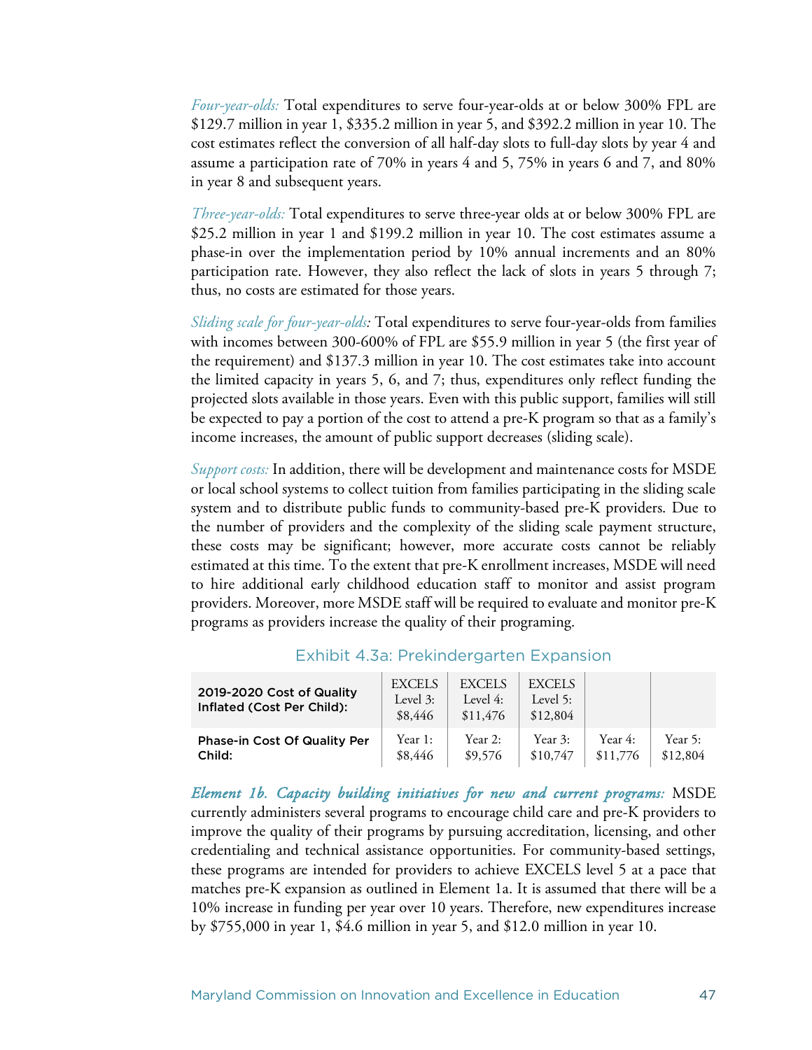*Four-year-olds:* Total expenditures to serve four-year-olds at or below 300% FPL are $129.7 million in year 1, $335.2 million in year 5, and $392.2 million in year 10. The cost estimates reflect the conversion of all half-day slots to full-day slots by year 4 and assume a participation rate of 70% in years 4 and 5, 75% in years 6 and 7, and 80% in year 8 and subsequent years.

*Three-year-olds:* Total expenditures to serve three-year olds at or below 300% FPL are $25.2 million in year 1 and $199.2 million in year 10. The cost estimates assume a phase-in over the implementation period by 10% annual increments and an 80% participation rate. However, they also reflect the lack of slots in years 5 through 7; thus, no costs are estimated for those years.

*Sliding scale for four-year-olds:* Total expenditures to serve four-year-olds from families with incomes between 300-600% of FPL are $55.9 million in year 5 (the first year of the requirement) and $137.3 million in year 10. The cost estimates take into account the limited capacity in years 5, 6, and 7; thus, expenditures only reflect funding the projected slots available in those years. Even with this public support, families will still be expected to pay a portion of the cost to attend a pre-K program so that as a family's income increases, the amount of public support decreases (sliding scale).

*Support costs:* In addition, there will be development and maintenance costs for MSDE or local school systems to collect tuition from families participating in the sliding scale system and to distribute public funds to community-based pre-K providers. Due to the number of providers and the complexity of the sliding scale payment structure, these costs may be significant; however, more accurate costs cannot be reliably estimated at this time. To the extent that pre-K enrollment increases, MSDE will need to hire additional early childhood education staff to monitor and assist program providers. Moreover, more MSDE staff will be required to evaluate and monitor pre-K programs as providers increase the quality of their programing.

Exhibit 4.3a: Prekindergarten Expansion

| **2019-2020 Cost of Quality Inflated (Cost Per Child):** | EXCELS Level 3: $8,446 | EXCELS Level 4: $11,476 | EXCELS Level 5: $12,804 | | |
|---|---|---|---|---|---|
| **Phase-in Cost Of Quality Per Child:** | Year 1: $8,446 | Year 2: $9,576 | Year 3: $10,747 | Year 4: $11,776 | Year 5: $12,804 |

***Element 1b. Capacity building initiatives for new and current programs:*** MSDE currently administers several programs to encourage child care and pre-K providers to improve the quality of their programs by pursuing accreditation, licensing, and other credentialing and technical assistance opportunities. For community-based settings, these programs are intended for providers to achieve EXCELS level 5 at a pace that matches pre-K expansion as outlined in Element 1a. It is assumed that there will be a 10% increase in funding per year over 10 years. Therefore, new expenditures increase by $755,000 in year 1, $4.6 million in year 5, and $12.0 million in year 10.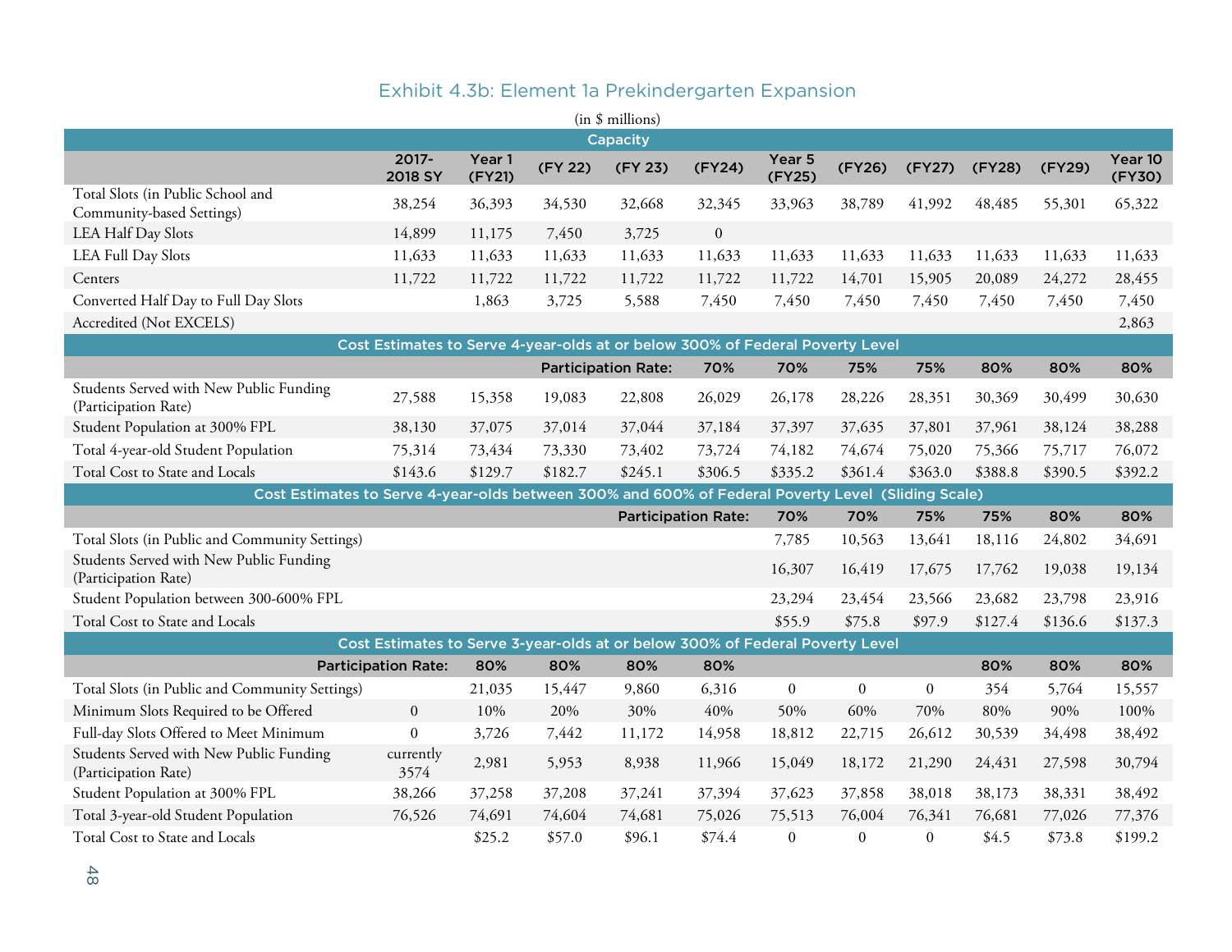# Exhibit 4.3b: Element 1a Prekindergarten Expansion

(in $ millions)

| Capacity | | | | | | | | | | | |
|---|---|---|---|---|---|---|---|---|---|---|---|
| | 2017-2018 SY | Year 1 (FY21) | (FY 22) | (FY 23) | (FY24) | Year 5 (FY25) | (FY26) | (FY27) | (FY28) | (FY29) | Year 10 (FY30) |
| Total Slots (in Public School and Community-based Settings) | 38,254 | 36,393 | 34,530 | 32,668 | 32,345 | 33,963 | 38,789 | 41,992 | 48,485 | 55,301 | 65,322 |
| LEA Half Day Slots | 14,899 | 11,175 | 7,450 | 3,725 | 0 | | | | | | |
| LEA Full Day Slots | 11,633 | 11,633 | 11,633 | 11,633 | 11,633 | 11,633 | 11,633 | 11,633 | 11,633 | 11,633 | 11,633 |
| Centers | 11,722 | 11,722 | 11,722 | 11,722 | 11,722 | 11,722 | 14,701 | 15,905 | 20,089 | 24,272 | 28,455 |
| Converted Half Day to Full Day Slots | | 1,863 | 3,725 | 5,588 | 7,450 | 7,450 | 7,450 | 7,450 | 7,450 | 7,450 | 7,450 |
| Accredited (Not EXCELS) | | | | | | | | | | | 2,863 |
| **Cost Estimates to Serve 4-year-olds at or below 300% of Federal Poverty Level** | | | | | | | | | | | |
| | | | | Participation Rate: | 70% | 70% | 75% | 75% | 80% | 80% | 80% |
| Students Served with New Public Funding (Participation Rate) | 27,588 | 15,358 | 19,083 | 22,808 | 26,029 | 26,178 | 28,226 | 28,351 | 30,369 | 30,499 | 30,630 |
| Student Population at 300% FPL | 38,130 | 37,075 | 37,014 | 37,044 | 37,184 | 37,397 | 37,635 | 37,801 | 37,961 | 38,124 | 38,288 |
| Total 4-year-old Student Population | 75,314 | 73,434 | 73,330 | 73,402 | 73,724 | 74,182 | 74,674 | 75,020 | 75,366 | 75,717 | 76,072 |
| Total Cost to State and Locals | $143.6 | $129.7 | $182.7 | $245.1 | $306.5 | $335.2 | $361.4 | $363.0 | $388.8 | $390.5 | $392.2 |
| **Cost Estimates to Serve 4-year-olds between 300% and 600% of Federal Poverty Level (Sliding Scale)** | | | | | | | | | | | |
| | | | | | Participation Rate: | 70% | 70% | 75% | 75% | 80% | 80% |
| Total Slots (in Public and Community Settings) | | | | | | 7,785 | 10,563 | 13,641 | 18,116 | 24,802 | 34,691 |
| Students Served with New Public Funding (Participation Rate) | | | | | | 16,307 | 16,419 | 17,675 | 17,762 | 19,038 | 19,134 |
| Student Population between 300-600% FPL | | | | | | 23,294 | 23,454 | 23,566 | 23,682 | 23,798 | 23,916 |
| Total Cost to State and Locals | | | | | | $55.9 | $75.8 | $97.9 | $127.4 | $136.6 | $137.3 |
| **Cost Estimates to Serve 3-year-olds at or below 300% of Federal Poverty Level** | | | | | | | | | | | |
| Participation Rate: | | 80% | 80% | 80% | 80% | | | | 80% | 80% | 80% |
| Total Slots (in Public and Community Settings) | | 21,035 | 15,447 | 9,860 | 6,316 | 0 | 0 | 0 | 354 | 5,764 | 15,557 |
| Minimum Slots Required to be Offered | 0 | 10% | 20% | 30% | 40% | 50% | 60% | 70% | 80% | 90% | 100% |
| Full-day Slots Offered to Meet Minimum | 0 | 3,726 | 7,442 | 11,172 | 14,958 | 18,812 | 22,715 | 26,612 | 30,539 | 34,498 | 38,492 |
| Students Served with New Public Funding (Participation Rate) | currently 3574 | 2,981 | 5,953 | 8,938 | 11,966 | 15,049 | 18,172 | 21,290 | 24,431 | 27,598 | 30,794 |
| Student Population at 300% FPL | 38,266 | 37,258 | 37,208 | 37,241 | 37,394 | 37,623 | 37,858 | 38,018 | 38,173 | 38,331 | 38,492 |
| Total 3-year-old Student Population | 76,526 | 74,691 | 74,604 | 74,681 | 75,026 | 75,513 | 76,004 | 76,341 | 76,681 | 77,026 | 77,376 |
| Total Cost to State and Locals | | $25.2 | $57.0 | $96.1 | $74.4 | 0 | 0 | 0 | $4.5 | $73.8 | $199.2 |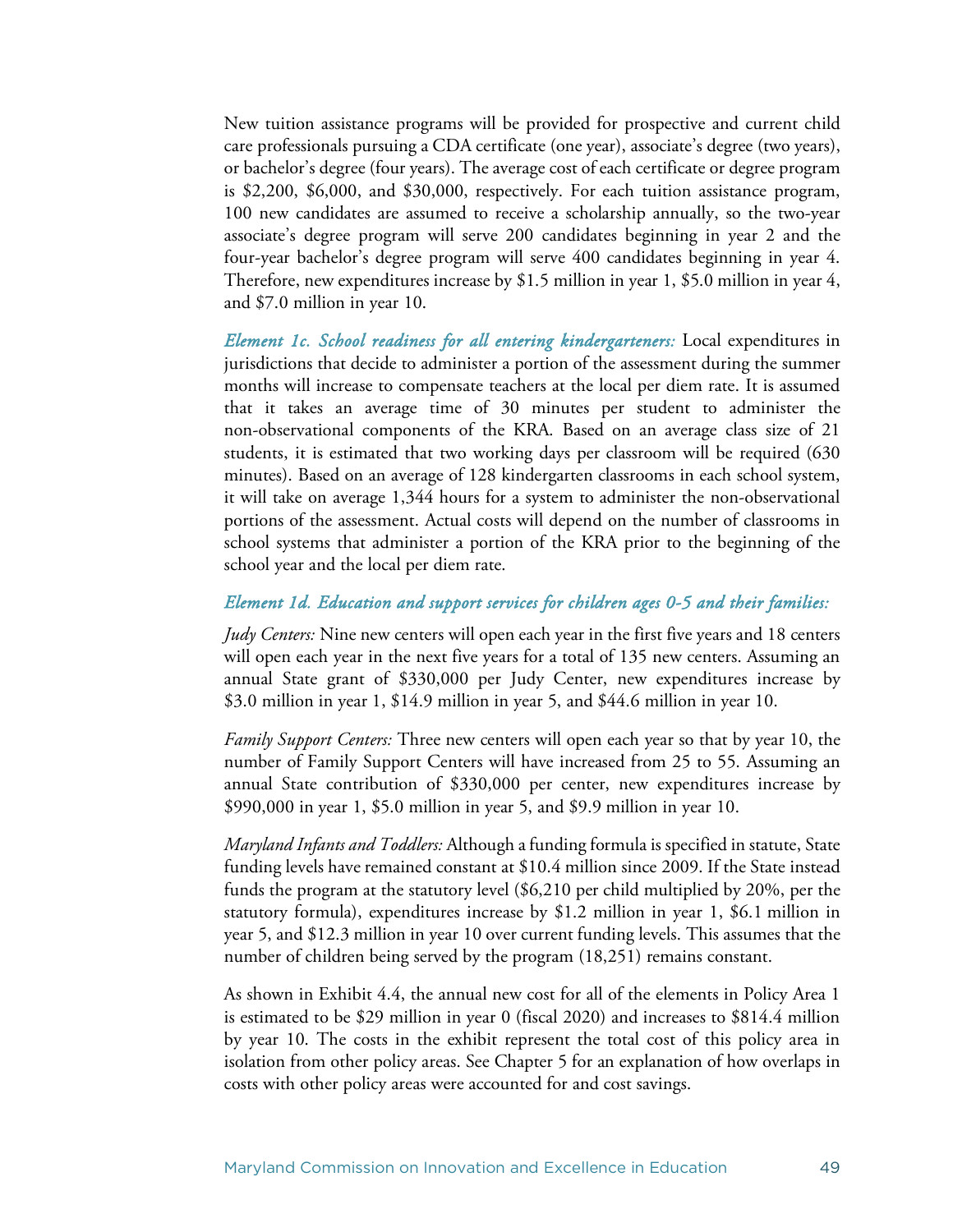New tuition assistance programs will be provided for prospective and current child care professionals pursuing a CDA certificate (one year), associate's degree (two years), or bachelor's degree (four years). The average cost of each certificate or degree program is $2,200, $6,000, and $30,000, respectively. For each tuition assistance program, 100 new candidates are assumed to receive a scholarship annually, so the two-year associate's degree program will serve 200 candidates beginning in year 2 and the four-year bachelor's degree program will serve 400 candidates beginning in year 4. Therefore, new expenditures increase by $1.5 million in year 1, $5.0 million in year 4, and $7.0 million in year 10.

***Element 1c. School readiness for all entering kindergarteners:*** Local expenditures in jurisdictions that decide to administer a portion of the assessment during the summer months will increase to compensate teachers at the local per diem rate. It is assumed that it takes an average time of 30 minutes per student to administer the non-observational components of the KRA. Based on an average class size of 21 students, it is estimated that two working days per classroom will be required (630 minutes). Based on an average of 128 kindergarten classrooms in each school system, it will take on average 1,344 hours for a system to administer the non-observational portions of the assessment. Actual costs will depend on the number of classrooms in school systems that administer a portion of the KRA prior to the beginning of the school year and the local per diem rate.

***Element 1d. Education and support services for children ages 0-5 and their families:***

*Judy Centers:* Nine new centers will open each year in the first five years and 18 centers will open each year in the next five years for a total of 135 new centers. Assuming an annual State grant of $330,000 per Judy Center, new expenditures increase by $3.0 million in year 1, $14.9 million in year 5, and $44.6 million in year 10.

*Family Support Centers:* Three new centers will open each year so that by year 10, the number of Family Support Centers will have increased from 25 to 55. Assuming an annual State contribution of $330,000 per center, new expenditures increase by $990,000 in year 1, $5.0 million in year 5, and $9.9 million in year 10.

*Maryland Infants and Toddlers:* Although a funding formula is specified in statute, State funding levels have remained constant at $10.4 million since 2009. If the State instead funds the program at the statutory level ($6,210 per child multiplied by 20%, per the statutory formula), expenditures increase by $1.2 million in year 1, $6.1 million in year 5, and $12.3 million in year 10 over current funding levels. This assumes that the number of children being served by the program (18,251) remains constant.

As shown in Exhibit 4.4, the annual new cost for all of the elements in Policy Area 1 is estimated to be $29 million in year 0 (fiscal 2020) and increases to $814.4 million by year 10. The costs in the exhibit represent the total cost of this policy area in isolation from other policy areas. See Chapter 5 for an explanation of how overlaps in costs with other policy areas were accounted for and cost savings.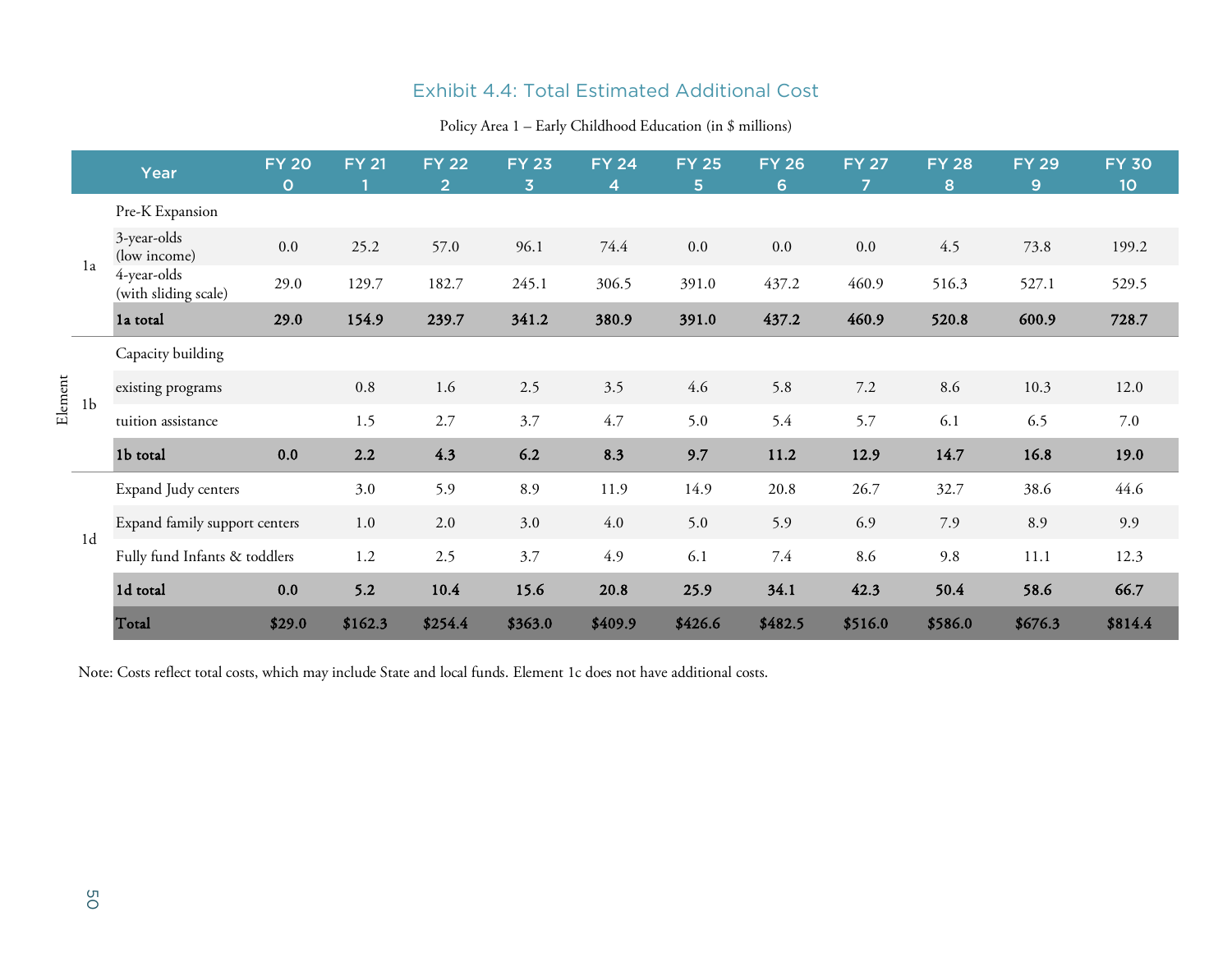## Exhibit 4.4: Total Estimated Additional Cost

Policy Area 1 – Early Childhood Education (in $ millions)

| Element | | Year | FY 20 0 | FY 21 1 | FY 22 2 | FY 23 3 | FY 24 4 | FY 25 5 | FY 26 6 | FY 27 7 | FY 28 8 | FY 29 9 | FY 30 10 |
|---|---|---|---|---|---|---|---|---|---|---|---|---|---|
| | 1a | Pre-K Expansion | | | | | | | | | | | |
| | | 3-year-olds (low income) | 0.0 | 25.2 | 57.0 | 96.1 | 74.4 | 0.0 | 0.0 | 0.0 | 4.5 | 73.8 | 199.2 |
| | | 4-year-olds (with sliding scale) | 29.0 | 129.7 | 182.7 | 245.1 | 306.5 | 391.0 | 437.2 | 460.9 | 516.3 | 527.1 | 529.5 |
| | | **1a total** | **29.0** | **154.9** | **239.7** | **341.2** | **380.9** | **391.0** | **437.2** | **460.9** | **520.8** | **600.9** | **728.7** |
| | 1b | Capacity building | | | | | | | | | | | |
| | | existing programs | | 0.8 | 1.6 | 2.5 | 3.5 | 4.6 | 5.8 | 7.2 | 8.6 | 10.3 | 12.0 |
| | | tuition assistance | | 1.5 | 2.7 | 3.7 | 4.7 | 5.0 | 5.4 | 5.7 | 6.1 | 6.5 | 7.0 |
| | | **1b total** | **0.0** | **2.2** | **4.3** | **6.2** | **8.3** | **9.7** | **11.2** | **12.9** | **14.7** | **16.8** | **19.0** |
| | 1d | Expand Judy centers | | 3.0 | 5.9 | 8.9 | 11.9 | 14.9 | 20.8 | 26.7 | 32.7 | 38.6 | 44.6 |
| | | Expand family support centers | | 1.0 | 2.0 | 3.0 | 4.0 | 5.0 | 5.9 | 6.9 | 7.9 | 8.9 | 9.9 |
| | | Fully fund Infants & toddlers | | 1.2 | 2.5 | 3.7 | 4.9 | 6.1 | 7.4 | 8.6 | 9.8 | 11.1 | 12.3 |
| | | **1d total** | **0.0** | **5.2** | **10.4** | **15.6** | **20.8** | **25.9** | **34.1** | **42.3** | **50.4** | **58.6** | **66.7** |
| | | **Total** | **$29.0** | **$162.3** | **$254.4** | **$363.0** | **$409.9** | **$426.6** | **$482.5** | **$516.0** | **$586.0** | **$676.3** | **$814.4** |

Note: Costs reflect total costs, which may include State and local funds. Element 1c does not have additional costs.